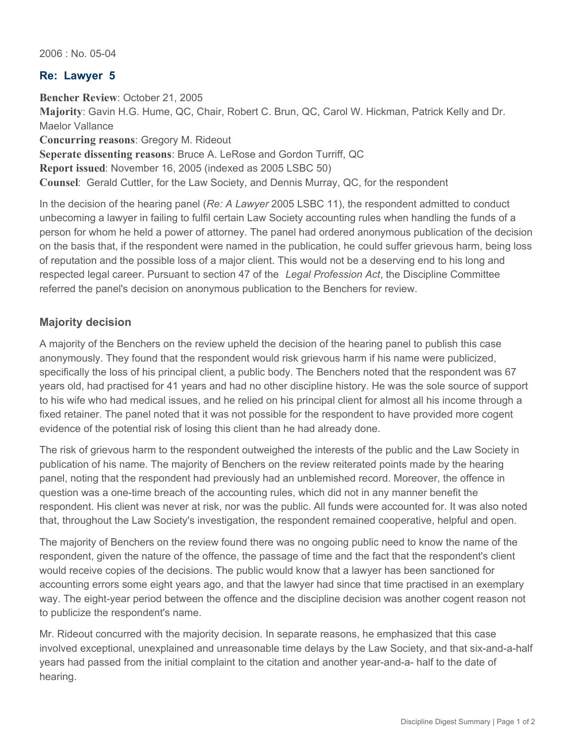2006 : No. 05-04

## Re: Lawyer 5

**Bencher Review**: October 21, 2005
**Majority**: Gavin H.G. Hume, QC, Chair, Robert C. Brun, QC, Carol W. Hickman, Patrick Kelly and Dr. Maelor Vallance
**Concurring reasons**: Gregory M. Rideout
**Seperate dissenting reasons**: Bruce A. LeRose and Gordon Turriff, QC
**Report issued**: November 16, 2005 (indexed as 2005 LSBC 50)
**Counsel**: Gerald Cuttler, for the Law Society, and Dennis Murray, QC, for the respondent

In the decision of the hearing panel (*Re: A Lawyer* 2005 LSBC 11), the respondent admitted to conduct unbecoming a lawyer in failing to fulfil certain Law Society accounting rules when handling the funds of a person for whom he held a power of attorney. The panel had ordered anonymous publication of the decision on the basis that, if the respondent were named in the publication, he could suffer grievous harm, being loss of reputation and the possible loss of a major client. This would not be a deserving end to his long and respected legal career. Pursuant to section 47 of the *Legal Profession Act*, the Discipline Committee referred the panel's decision on anonymous publication to the Benchers for review.

### Majority decision

A majority of the Benchers on the review upheld the decision of the hearing panel to publish this case anonymously. They found that the respondent would risk grievous harm if his name were publicized, specifically the loss of his principal client, a public body. The Benchers noted that the respondent was 67 years old, had practised for 41 years and had no other discipline history. He was the sole source of support to his wife who had medical issues, and he relied on his principal client for almost all his income through a fixed retainer. The panel noted that it was not possible for the respondent to have provided more cogent evidence of the potential risk of losing this client than he had already done.

The risk of grievous harm to the respondent outweighed the interests of the public and the Law Society in publication of his name. The majority of Benchers on the review reiterated points made by the hearing panel, noting that the respondent had previously had an unblemished record. Moreover, the offence in question was a one-time breach of the accounting rules, which did not in any manner benefit the respondent. His client was never at risk, nor was the public. All funds were accounted for. It was also noted that, throughout the Law Society's investigation, the respondent remained cooperative, helpful and open.

The majority of Benchers on the review found there was no ongoing public need to know the name of the respondent, given the nature of the offence, the passage of time and the fact that the respondent's client would receive copies of the decisions. The public would know that a lawyer has been sanctioned for accounting errors some eight years ago, and that the lawyer had since that time practised in an exemplary way. The eight-year period between the offence and the discipline decision was another cogent reason not to publicize the respondent's name.

Mr. Rideout concurred with the majority decision. In separate reasons, he emphasized that this case involved exceptional, unexplained and unreasonable time delays by the Law Society, and that six-and-a-half years had passed from the initial complaint to the citation and another year-and-a- half to the date of hearing.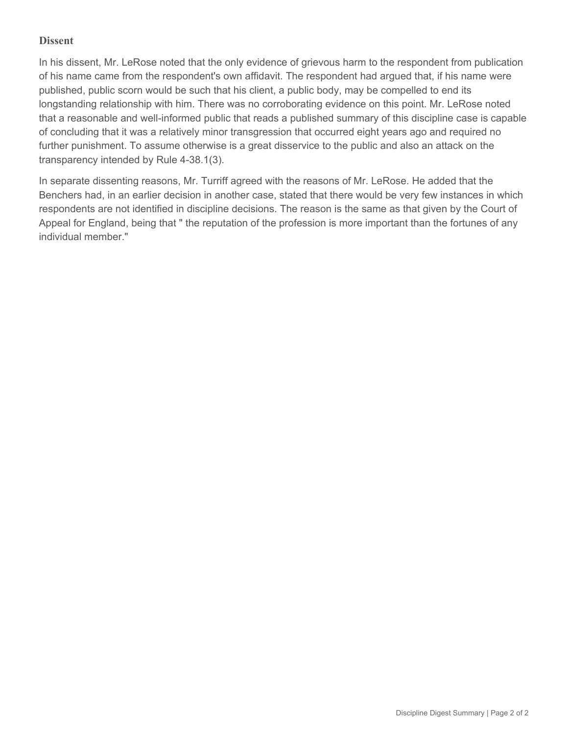### Dissent

In his dissent, Mr. LeRose noted that the only evidence of grievous harm to the respondent from publication of his name came from the respondent's own affidavit. The respondent had argued that, if his name were published, public scorn would be such that his client, a public body, may be compelled to end its longstanding relationship with him. There was no corroborating evidence on this point. Mr. LeRose noted that a reasonable and well-informed public that reads a published summary of this discipline case is capable of concluding that it was a relatively minor transgression that occurred eight years ago and required no further punishment. To assume otherwise is a great disservice to the public and also an attack on the transparency intended by Rule 4-38.1(3).

In separate dissenting reasons, Mr. Turriff agreed with the reasons of Mr. LeRose. He added that the Benchers had, in an earlier decision in another case, stated that there would be very few instances in which respondents are not identified in discipline decisions. The reason is the same as that given by the Court of Appeal for England, being that " the reputation of the profession is more important than the fortunes of any individual member."